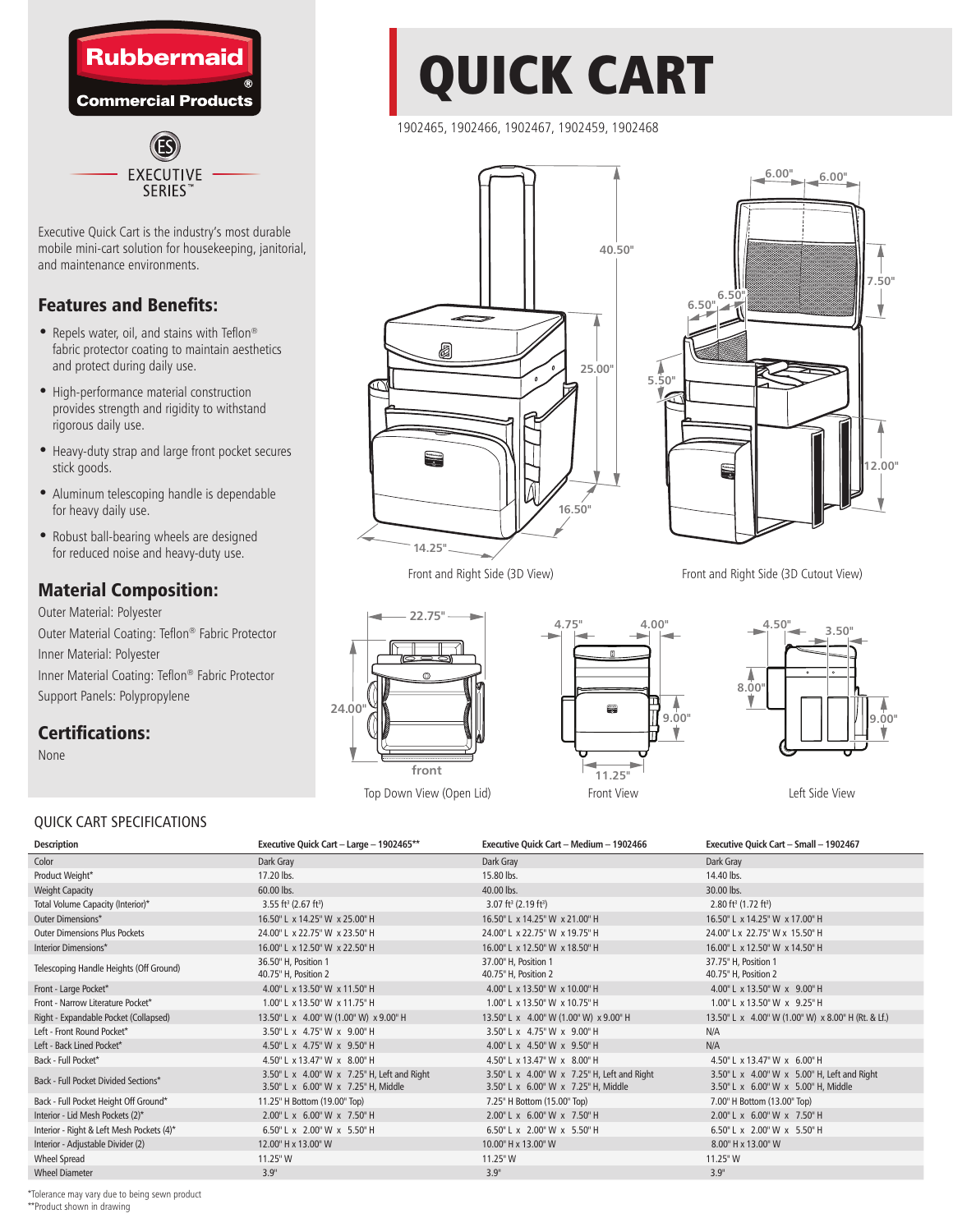# QUICK CART

1902465, 1902466, 1902467, 1902459, 1902468

Rubbermaid Commercial Products

EXECUTIVE SERIES™

Executive Quick Cart is the industry's most durable mobile mini-cart solution for housekeeping, janitorial, and maintenance environments.

## Features and Benefits:

- Repels water, oil, and stains with Teflon® fabric protector coating to maintain aesthetics and protect during daily use.
- High-performance material construction provides strength and rigidity to withstand rigorous daily use.
- Heavy-duty strap and large front pocket secures stick goods.
- Aluminum telescoping handle is dependable for heavy daily use.
- Robust ball-bearing wheels are designed for reduced noise and heavy-duty use.

## Material Composition:

Outer Material: Polyester
Outer Material Coating: Teflon® Fabric Protector
Inner Material: Polyester
Inner Material Coating: Teflon® Fabric Protector
Support Panels: Polypropylene

## Certifications:

None

Front and Right Side (3D View)

Front and Right Side (3D Cutout View)

Top Down View (Open Lid)

Front View

Left Side View

## QUICK CART SPECIFICATIONS

| Description | Executive Quick Cart – Large – 1902465** | Executive Quick Cart – Medium – 1902466 | Executive Quick Cart – Small – 1902467 |
|---|---|---|---|
| Color | Dark Gray | Dark Gray | Dark Gray |
| Product Weight* | 17.20 lbs. | 15.80 lbs. | 14.40 lbs. |
| Weight Capacity | 60.00 lbs. | 40.00 lbs. | 30.00 lbs. |
| Total Volume Capacity (Interior)* | 3.55 ft³ (2.67 ft³) | 3.07 ft³ (2.19 ft³) | 2.80 ft³ (1.72 ft³) |
| Outer Dimensions* | 16.50" L x 14.25" W x 25.00" H | 16.50" L x 14.25" W x 21.00" H | 16.50" L x 14.25" W x 17.00" H |
| Outer Dimensions Plus Pockets | 24.00" L x 22.75" W x 23.50" H | 24.00" L x 22.75" W x 19.75" H | 24.00" L x 22.75" W x 15.50" H |
| Interior Dimensions* | 16.00" L x 12.50" W x 22.50" H | 16.00" L x 12.50" W x 18.50" H | 16.00" L x 12.50" W x 14.50" H |
| Telescoping Handle Heights (Off Ground) | 36.50" H, Position 1<br>40.75" H, Position 2 | 37.00" H, Position 1<br>40.75" H, Position 2 | 37.75" H, Position 1<br>40.75" H, Position 2 |
| Front - Large Pocket* | 4.00" L x 13.50" W x 11.50" H | 4.00" L x 13.50" W x 10.00" H | 4.00" L x 13.50" W x 9.00" H |
| Front - Narrow Literature Pocket* | 1.00" L x 13.50" W x 11.75" H | 1.00" L x 13.50" W x 10.75" H | 1.00" L x 13.50" W x 9.25" H |
| Right - Expandable Pocket (Collapsed) | 13.50" L x 4.00" W (1.00" W) x 9.00" H | 13.50" L x 4.00" W (1.00" W) x 9.00" H | 13.50" L x 4.00" W (1.00" W) x 8.00" H (Rt. & Lf.) |
| Left - Front Round Pocket* | 3.50" L x 4.75" W x 9.00" H | 3.50" L x 4.75" W x 9.00" H | N/A |
| Left - Back Lined Pocket* | 4.50" L x 4.75" W x 9.50" H | 4.00" L x 4.50" W x 9.50" H | N/A |
| Back - Full Pocket* | 4.50" L x 13.47" W x 8.00" H | 4.50" L x 13.47" W x 8.00" H | 4.50" L x 13.47" W x 6.00" H |
| Back - Full Pocket Divided Sections* | 3.50" L x 4.00" W x 7.25" H, Left and Right<br>3.50" L x 6.00" W x 7.25" H, Middle | 3.50" L x 4.00" W x 7.25" H, Left and Right<br>3.50" L x 6.00" W x 7.25" H, Middle | 3.50" L x 4.00" W x 5.00" H, Left and Right<br>3.50" L x 6.00" W x 5.00" H, Middle |
| Back - Full Pocket Height Off Ground* | 11.25" H Bottom (19.00" Top) | 7.25" H Bottom (15.00" Top) | 7.00" H Bottom (13.00" Top) |
| Interior - Lid Mesh Pockets (2)* | 2.00" L x 6.00" W x 7.50" H | 2.00" L x 6.00" W x 7.50" H | 2.00" L x 6.00" W x 7.50" H |
| Interior - Right & Left Mesh Pockets (4)* | 6.50" L x 2.00" W x 5.50" H | 6.50" L x 2.00" W x 5.50" H | 6.50" L x 2.00" W x 5.50" H |
| Interior - Adjustable Divider (2) | 12.00" H x 13.00" W | 10.00" H x 13.00" W | 8.00" H x 13.00" W |
| Wheel Spread | 11.25" W | 11.25" W | 11.25" W |
| Wheel Diameter | 3.9" | 3.9" | 3.9" |

*Tolerance may vary due to being sewn product
**Product shown in drawing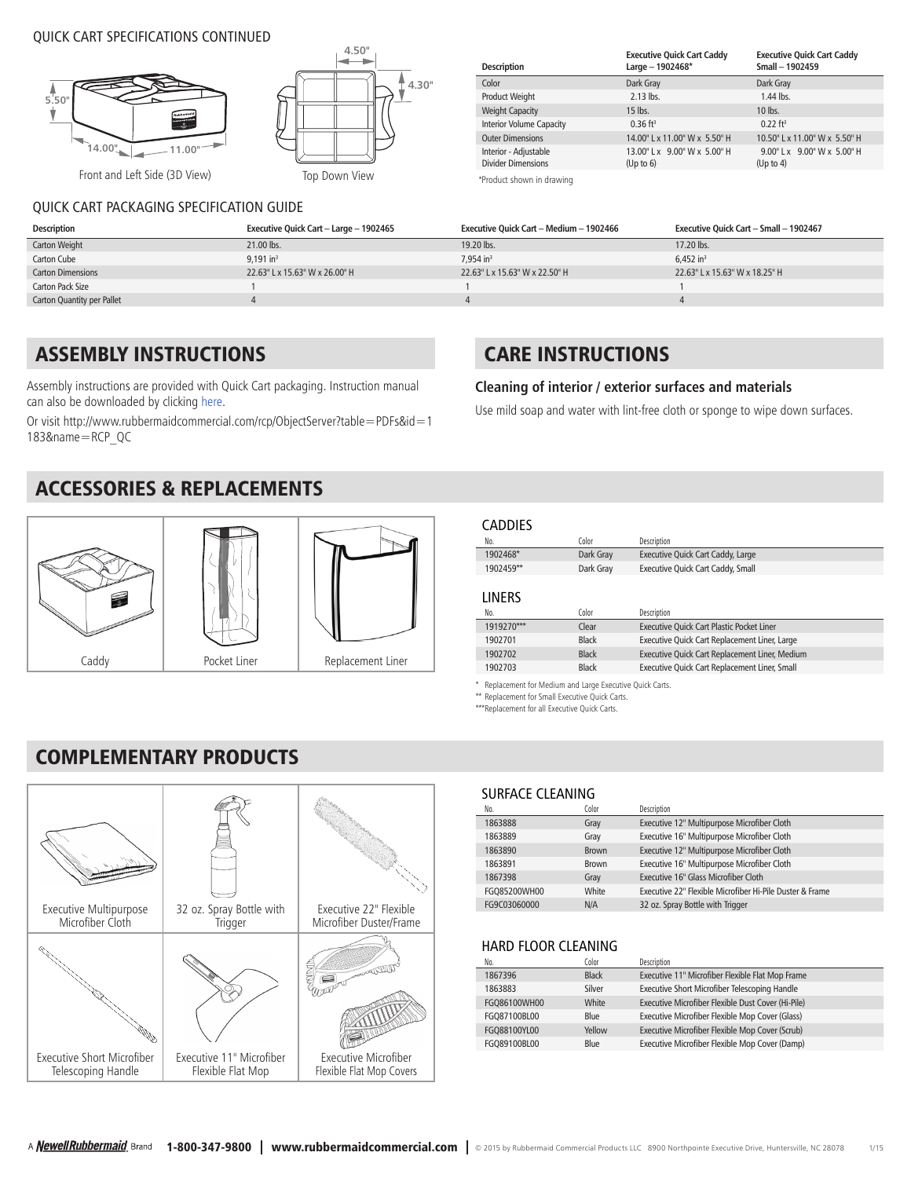QUICK CART SPECIFICATIONS CONTINUED

4.50"
4.30"
5.50"
14.00"
11.00"

Front and Left Side (3D View)

Top Down View

| Description | Executive Quick Cart Caddy Large – 1902468* | Executive Quick Cart Caddy Small – 1902459 |
|---|---|---|
| Color | Dark Gray | Dark Gray |
| Product Weight | 2.13 lbs. | 1.44 lbs. |
| Weight Capacity | 15 lbs. | 10 lbs. |
| Interior Volume Capacity | 0.36 ft³ | 0.22 ft³ |
| Outer Dimensions | 14.00" L x 11.00" W x 5.50" H | 10.50" L x 11.00" W x 5.50" H |
| Interior - Adjustable Divider Dimensions | 13.00" L x 9.00" W x 5.00" H (Up to 6) | 9.00" L x 9.00" W x 5.00" H (Up to 4) |

*Product shown in drawing

QUICK CART PACKAGING SPECIFICATION GUIDE

| Description | Executive Quick Cart – Large – 1902465 | Executive Quick Cart – Medium – 1902466 | Executive Quick Cart – Small – 1902467 |
|---|---|---|---|
| Carton Weight | 21.00 lbs. | 19.20 lbs. | 17.20 lbs. |
| Carton Cube | 9,191 in³ | 7,954 in³ | 6,452 in³ |
| Carton Dimensions | 22.63" L x 15.63" W x 26.00" H | 22.63" L x 15.63" W x 22.50" H | 22.63" L x 15.63" W x 18.25" H |
| Carton Pack Size | 1 | 1 | 1 |
| Carton Quantity per Pallet | 4 | 4 | 4 |

## ASSEMBLY INSTRUCTIONS

Assembly instructions are provided with Quick Cart packaging. Instruction manual can also be downloaded by clicking here.

Or visit http://www.rubbermaidcommercial.com/rcp/ObjectServer?table=PDFs&id=1183&name=RCP_QC

## CARE INSTRUCTIONS

**Cleaning of interior / exterior surfaces and materials**

Use mild soap and water with lint-free cloth or sponge to wipe down surfaces.

## ACCESSORIES & REPLACEMENTS

Caddy

Pocket Liner

Replacement Liner

CADDIES

| No. | Color | Description |
|---|---|---|
| 1902468* | Dark Gray | Executive Quick Cart Caddy, Large |
| 1902459** | Dark Gray | Executive Quick Cart Caddy, Small |

LINERS

| No. | Color | Description |
|---|---|---|
| 1919270*** | Clear | Executive Quick Cart Plastic Pocket Liner |
| 1902701 | Black | Executive Quick Cart Replacement Liner, Large |
| 1902702 | Black | Executive Quick Cart Replacement Liner, Medium |
| 1902703 | Black | Executive Quick Cart Replacement Liner, Small |

\* Replacement for Medium and Large Executive Quick Carts.
** Replacement for Small Executive Quick Carts.
***Replacement for all Executive Quick Carts.

## COMPLEMENTARY PRODUCTS

Executive Multipurpose Microfiber Cloth

32 oz. Spray Bottle with Trigger

Executive 22" Flexible Microfiber Duster/Frame

Executive Short Microfiber Telescoping Handle

Executive 11" Microfiber Flexible Flat Mop

Executive Microfiber Flexible Flat Mop Covers

SURFACE CLEANING

| No. | Color | Description |
|---|---|---|
| 1863888 | Gray | Executive 12" Multipurpose Microfiber Cloth |
| 1863889 | Gray | Executive 16" Multipurpose Microfiber Cloth |
| 1863890 | Brown | Executive 12" Multipurpose Microfiber Cloth |
| 1863891 | Brown | Executive 16" Multipurpose Microfiber Cloth |
| 1867398 | Gray | Executive 16" Glass Microfiber Cloth |
| FGQ85200WH00 | White | Executive 22" Flexible Microfiber Hi-Pile Duster & Frame |
| FG9C03060000 | N/A | 32 oz. Spray Bottle with Trigger |

HARD FLOOR CLEANING

| No. | Color | Description |
|---|---|---|
| 1867396 | Black | Executive 11" Microfiber Flexible Flat Mop Frame |
| 1863883 | Silver | Executive Short Microfiber Telescoping Handle |
| FGQ86100WH00 | White | Executive Microfiber Flexible Dust Cover (Hi-Pile) |
| FGQ87100BL00 | Blue | Executive Microfiber Flexible Mop Cover (Glass) |
| FGQ88100YL00 | Yellow | Executive Microfiber Flexible Mop Cover (Scrub) |
| FGQ89100BL00 | Blue | Executive Microfiber Flexible Mop Cover (Damp) |

A NewellRubbermaid Brand 1-800-347-9800 | www.rubbermaidcommercial.com | © 2015 by Rubbermaid Commercial Products LLC 8900 Northpointe Executive Drive, Huntersville, NC 28078 1/15